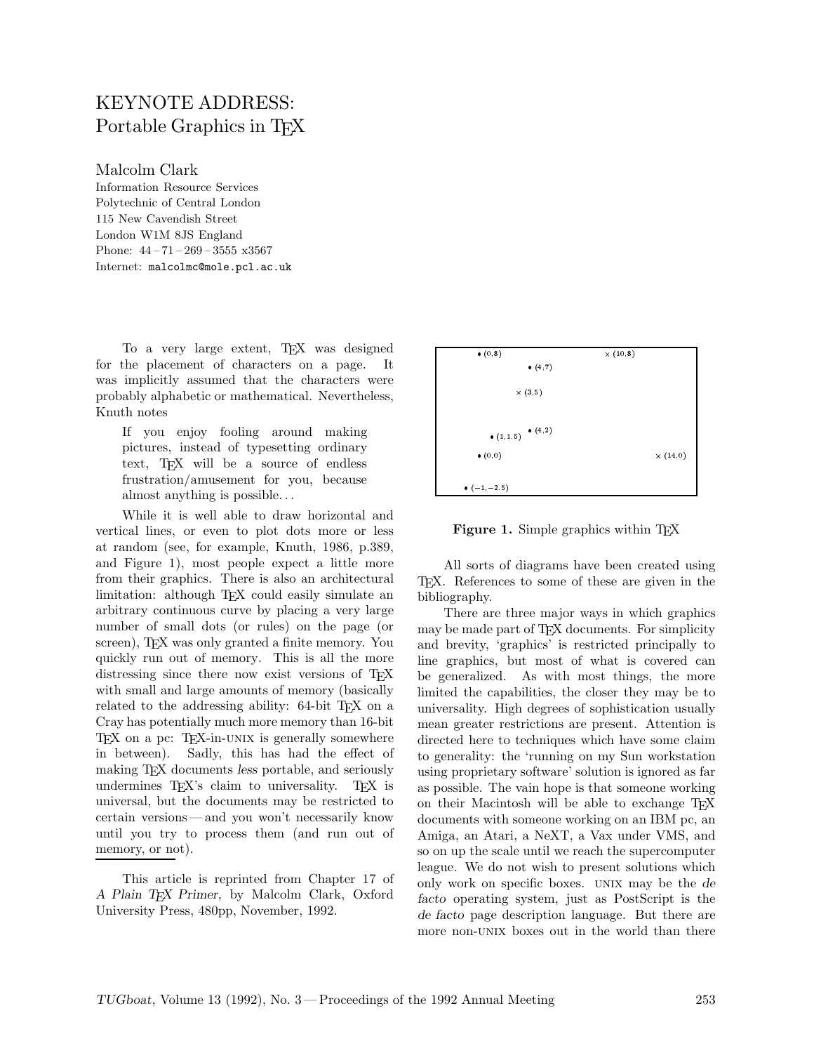# KEYNOTE ADDRESS: Portable Graphics in TEX

Malcolm Clark
Information Resource Services
Polytechnic of Central London
115 New Cavendish Street
London W1M 8JS England
Phone: 44 – 71 – 269 – 3555 x3567
Internet: `malcolmc@mole.pcl.ac.uk`

To a very large extent, TEX was designed for the placement of characters on a page. It was implicitly assumed that the characters were probably alphabetic or mathematical. Nevertheless, Knuth notes

> If you enjoy fooling around making pictures, instead of typesetting ordinary text, TEX will be a source of endless frustration/amusement for you, because almost anything is possible...

While it is well able to draw horizontal and vertical lines, or even to plot dots more or less at random (see, for example, Knuth, 1986, p.389, and Figure 1), most people expect a little more from their graphics. There is also an architectural limitation: although TEX could easily simulate an arbitrary continuous curve by placing a very large number of small dots (or rules) on the page (or screen), TEX was only granted a finite memory. You quickly run out of memory. This is all the more distressing since there now exist versions of TEX with small and large amounts of memory (basically related to the addressing ability: 64-bit TEX on a Cray has potentially much more memory than 16-bit TEX on a pc: TEX-in-UNIX is generally somewhere in between). Sadly, this has had the effect of making TEX documents *less* portable, and seriously undermines TEX's claim to universality. TEX is universal, but the documents may be restricted to certain versions — and you won't necessarily know until you try to process them (and run out of memory, or not).

This article is reprinted from Chapter 17 of *A Plain TEX Primer*, by Malcolm Clark, Oxford University Press, 480pp, November, 1992.

• (0,8) × (10,8) • (4,7) × (3,5) • (1,1.5) • (4,2) • (0,0) × (14,0) • (−1,−2.5)

**Figure 1.** Simple graphics within TEX

All sorts of diagrams have been created using TEX. References to some of these are given in the bibliography.

There are three major ways in which graphics may be made part of TEX documents. For simplicity and brevity, 'graphics' is restricted principally to line graphics, but most of what is covered can be generalized. As with most things, the more limited the capabilities, the closer they may be to universality. High degrees of sophistication usually mean greater restrictions are present. Attention is directed here to techniques which have some claim to generality: the 'running on my Sun workstation using proprietary software' solution is ignored as far as possible. The vain hope is that someone working on their Macintosh will be able to exchange TEX documents with someone working on an IBM pc, an Amiga, an Atari, a NeXT, a Vax under VMS, and so on up the scale until we reach the supercomputer league. We do not wish to present solutions which only work on specific boxes. UNIX may be the *de facto* operating system, just as PostScript is the *de facto* page description language. But there are more non-UNIX boxes out in the world than there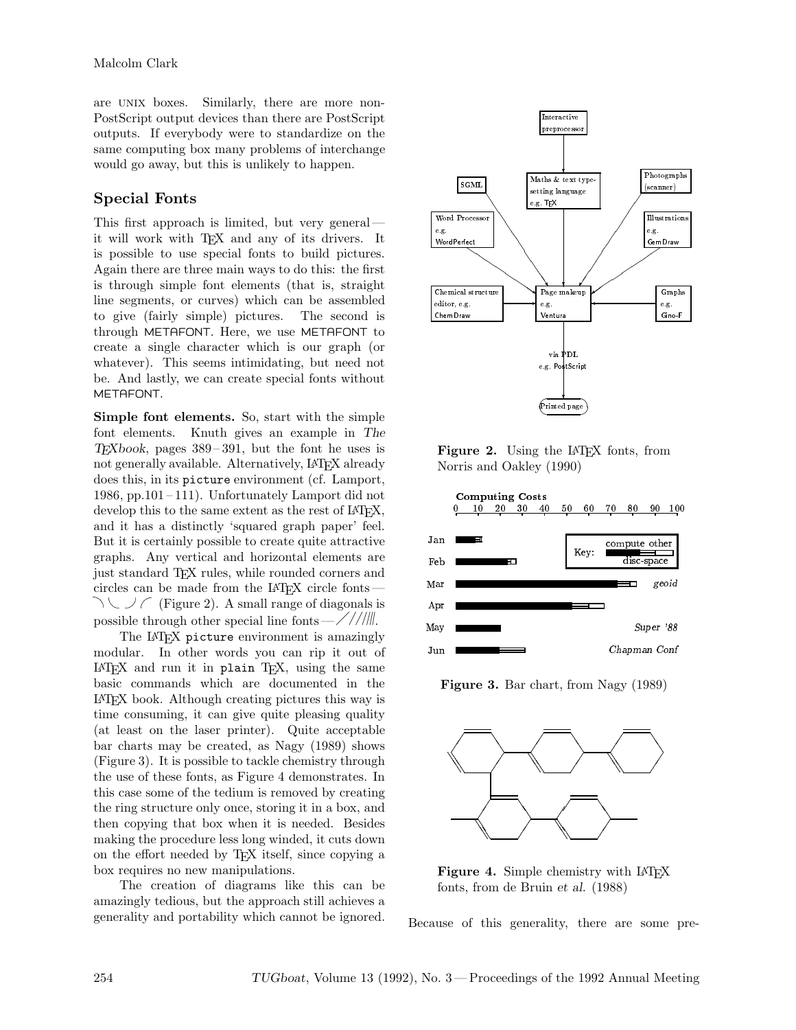are UNIX boxes. Similarly, there are more non-PostScript output devices than there are PostScript outputs. If everybody were to standardize on the same computing box many problems of interchange would go away, but this is unlikely to happen.

## Special Fonts

This first approach is limited, but very general — it will work with TEX and any of its drivers. It is possible to use special fonts to build pictures. Again there are three main ways to do this: the first is through simple font elements (that is, straight line segments, or curves) which can be assembled to give (fairly simple) pictures. The second is through METAFONT. Here, we use METAFONT to create a single character which is our graph (or whatever). This seems intimidating, but need not be. And lastly, we can create special fonts without METAFONT.

**Simple font elements.** So, start with the simple font elements. Knuth gives an example in *The TEXbook*, pages 389 – 391, but the font he uses is not generally available. Alternatively, LATEX already does this, in its `picture` environment (cf. Lamport, 1986, pp.101 – 111). Unfortunately Lamport did not develop this to the same extent as the rest of LATEX, and it has a distinctly 'squared graph paper' feel. But it is certainly possible to create quite attractive graphs. Any vertical and horizontal elements are just standard TEX rules, while rounded corners and circles can be made from the LATEX circle fonts — ◝ ◡ ◞ ◜ (Figure 2). A small range of diagonals is possible through other special line fonts — ╱ ////||||.

The LATEX `picture` environment is amazingly modular. In other words you can rip it out of LATEX and run it in `plain` TEX, using the same basic commands which are documented in the LATEX book. Although creating pictures this way is time consuming, it can give quite pleasing quality (at least on the laser printer). Quite acceptable bar charts may be created, as Nagy (1989) shows (Figure 3). It is possible to tackle chemistry through the use of these fonts, as Figure 4 demonstrates. In this case some of the tedium is removed by creating the ring structure only once, storing it in a box, and then copying that box when it is needed. Besides making the procedure less long winded, it cuts down on the effort needed by TEX itself, since copying a box requires no new manipulations.

The creation of diagrams like this can be amazingly tedious, but the approach still achieves a generality and portability which cannot be ignored.

**Figure 2.** Using the LATEX fonts, from Norris and Oakley (1990)

**Figure 3.** Bar chart, from Nagy (1989)

**Figure 4.** Simple chemistry with LATEX fonts, from de Bruin *et al.* (1988)

Because of this generality, there are some pre-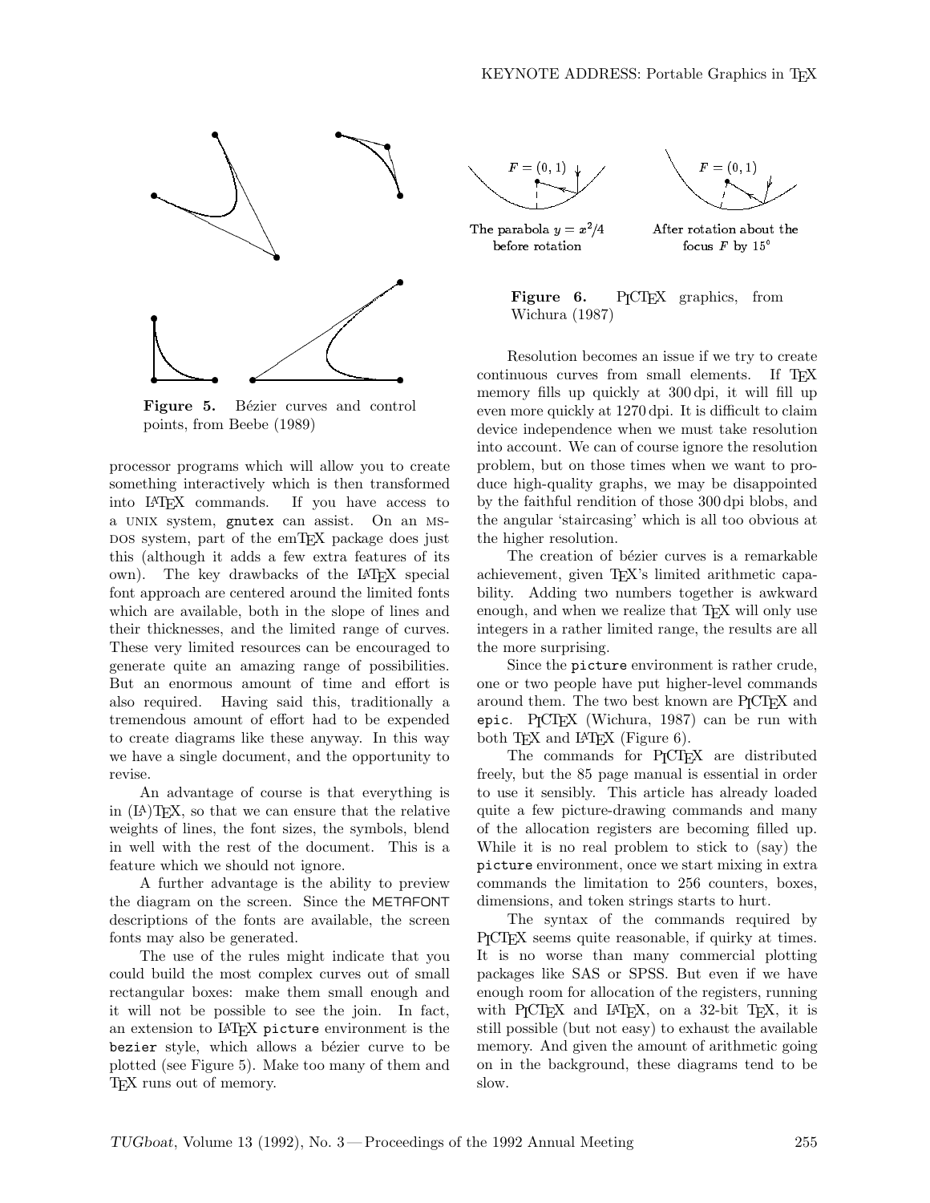Figure 5. Bézier curves and control points, from Beebe (1989)

processor programs which will allow you to create something interactively which is then transformed into LaTeX commands. If you have access to a UNIX system, gnutex can assist. On an MS-DOS system, part of the emTeX package does just this (although it adds a few extra features of its own). The key drawbacks of the LaTeX special font approach are centered around the limited fonts which are available, both in the slope of lines and their thicknesses, and the limited range of curves. These very limited resources can be encouraged to generate quite an amazing range of possibilities. But an enormous amount of time and effort is also required. Having said this, traditionally a tremendous amount of effort had to be expended to create diagrams like these anyway. In this way we have a single document, and the opportunity to revise.

An advantage of course is that everything is in (LA)TeX, so that we can ensure that the relative weights of lines, the font sizes, the symbols, blend in well with the rest of the document. This is a feature which we should not ignore.

A further advantage is the ability to preview the diagram on the screen. Since the METAFONT descriptions of the fonts are available, the screen fonts may also be generated.

The use of the rules might indicate that you could build the most complex curves out of small rectangular boxes: make them small enough and it will not be possible to see the join. In fact, an extension to LaTeX picture environment is the bezier style, which allows a bézier curve to be plotted (see Figure 5). Make too many of them and TeX runs out of memory.

The parabola $y = x^2/4$ before rotation

After rotation about the focus $F$ by $15^\circ$

Figure 6. PiCTeX graphics, from Wichura (1987)

Resolution becomes an issue if we try to create continuous curves from small elements. If TeX memory fills up quickly at 300 dpi, it will fill up even more quickly at 1270 dpi. It is difficult to claim device independence when we must take resolution into account. We can of course ignore the resolution problem, but on those times when we want to produce high-quality graphs, we may be disappointed by the faithful rendition of those 300 dpi blobs, and the angular 'staircasing' which is all too obvious at the higher resolution.

The creation of bézier curves is a remarkable achievement, given TeX's limited arithmetic capability. Adding two numbers together is awkward enough, and when we realize that TeX will only use integers in a rather limited range, the results are all the more surprising.

Since the picture environment is rather crude, one or two people have put higher-level commands around them. The two best known are PiCTeX and epic. PiCTeX (Wichura, 1987) can be run with both TeX and LaTeX (Figure 6).

The commands for PiCTeX are distributed freely, but the 85 page manual is essential in order to use it sensibly. This article has already loaded quite a few picture-drawing commands and many of the allocation registers are becoming filled up. While it is no real problem to stick to (say) the picture environment, once we start mixing in extra commands the limitation to 256 counters, boxes, dimensions, and token strings starts to hurt.

The syntax of the commands required by PiCTeX seems quite reasonable, if quirky at times. It is no worse than many commercial plotting packages like SAS or SPSS. But even if we have enough room for allocation of the registers, running with PiCTeX and LaTeX, on a 32-bit TeX, it is still possible (but not easy) to exhaust the available memory. And given the amount of arithmetic going on in the background, these diagrams tend to be slow.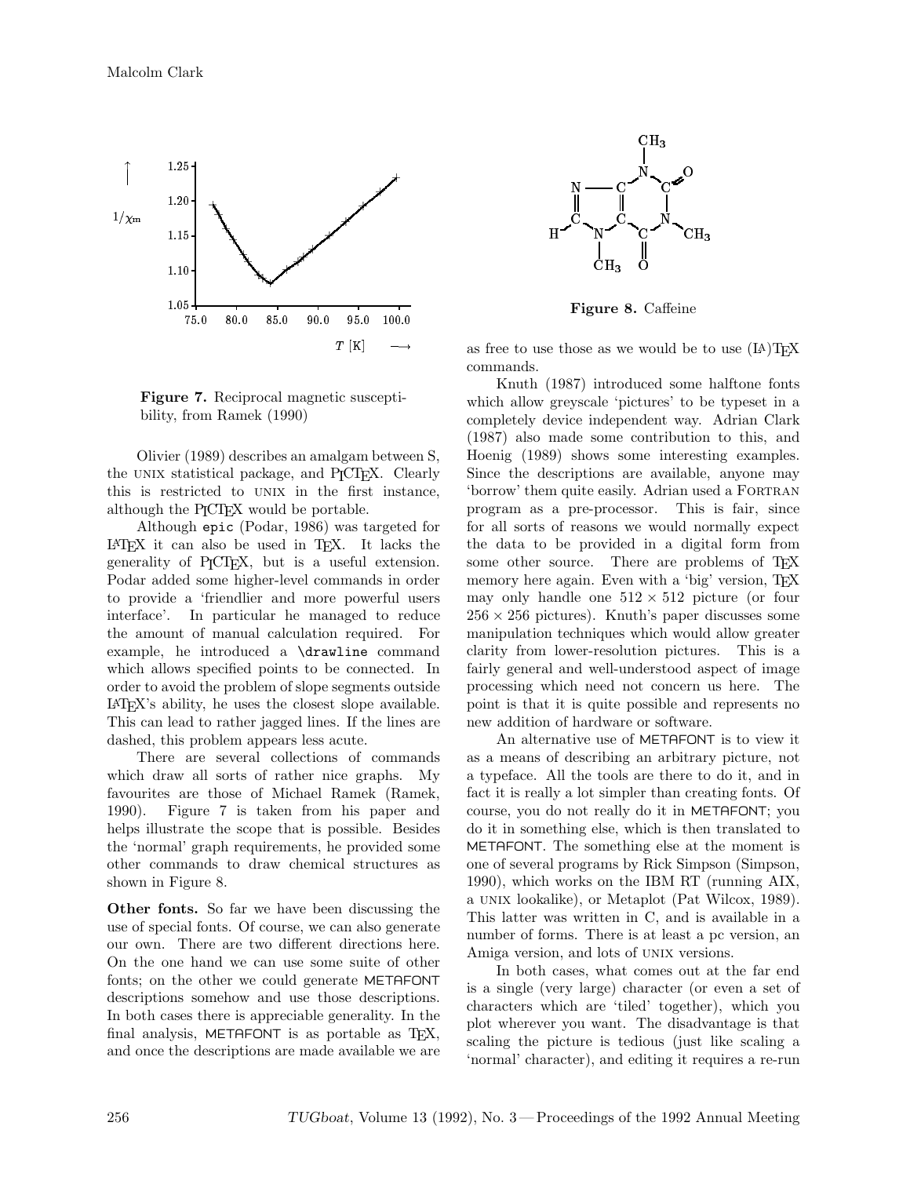**Figure 7.** Reciprocal magnetic susceptibility, from Ramek (1990)

Olivier (1989) describes an amalgam between S, the UNIX statistical package, and PICTEX. Clearly this is restricted to UNIX in the first instance, although the PICTEX would be portable.

Although epic (Podar, 1986) was targeted for LaTeX it can also be used in TeX. It lacks the generality of PICTEX, but is a useful extension. Podar added some higher-level commands in order to provide a 'friendlier and more powerful users interface'. In particular he managed to reduce the amount of manual calculation required. For example, he introduced a `\drawline` command which allows specified points to be connected. In order to avoid the problem of slope segments outside LaTeX's ability, he uses the closest slope available. This can lead to rather jagged lines. If the lines are dashed, this problem appears less acute.

There are several collections of commands which draw all sorts of rather nice graphs. My favourites are those of Michael Ramek (Ramek, 1990). Figure 7 is taken from his paper and helps illustrate the scope that is possible. Besides the 'normal' graph requirements, he provided some other commands to draw chemical structures as shown in Figure 8.

**Other fonts.** So far we have been discussing the use of special fonts. Of course, we can also generate our own. There are two different directions here. On the one hand we can use some suite of other fonts; on the other we could generate METAFONT descriptions somehow and use those descriptions. In both cases there is appreciable generality. In the final analysis, METAFONT is as portable as TeX, and once the descriptions are made available we are as free to use those as we would be to use (LA)TeX commands.

**Figure 8.** Caffeine

Knuth (1987) introduced some halftone fonts which allow greyscale 'pictures' to be typeset in a completely device independent way. Adrian Clark (1987) also made some contribution to this, and Hoenig (1989) shows some interesting examples. Since the descriptions are available, anyone may 'borrow' them quite easily. Adrian used a FORTRAN program as a pre-processor. This is fair, since for all sorts of reasons we would normally expect the data to be provided in a digital form from some other source. There are problems of TeX memory here again. Even with a 'big' version, TeX may only handle one $512 \times 512$ picture (or four $256 \times 256$ pictures). Knuth's paper discusses some manipulation techniques which would allow greater clarity from lower-resolution pictures. This is a fairly general and well-understood aspect of image processing which need not concern us here. The point is that it is quite possible and represents no new addition of hardware or software.

An alternative use of METAFONT is to view it as a means of describing an arbitrary picture, not a typeface. All the tools are there to do it, and in fact it is really a lot simpler than creating fonts. Of course, you do not really do it in METAFONT; you do it in something else, which is then translated to METAFONT. The something else at the moment is one of several programs by Rick Simpson (Simpson, 1990), which works on the IBM RT (running AIX, a UNIX lookalike), or Metaplot (Pat Wilcox, 1989). This latter was written in C, and is available in a number of forms. There is at least a pc version, an Amiga version, and lots of UNIX versions.

In both cases, what comes out at the far end is a single (very large) character (or even a set of characters which are 'tiled' together), which you plot wherever you want. The disadvantage is that scaling the picture is tedious (just like scaling a 'normal' character), and editing it requires a re-run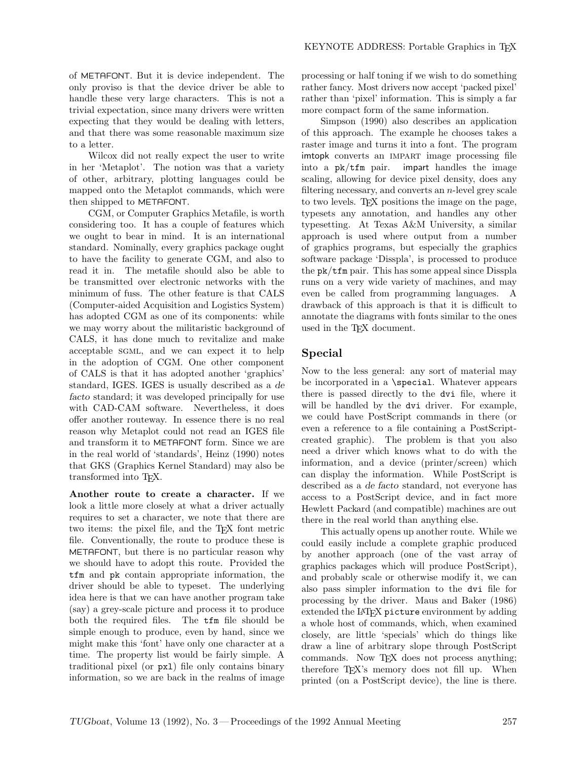of METAFONT. But it is device independent. The only proviso is that the device driver be able to handle these very large characters. This is not a trivial expectation, since many drivers were written expecting that they would be dealing with letters, and that there was some reasonable maximum size to a letter.

Wilcox did not really expect the user to write in her 'Metaplot'. The notion was that a variety of other, arbitrary, plotting languages could be mapped onto the Metaplot commands, which were then shipped to METAFONT.

CGM, or Computer Graphics Metafile, is worth considering too. It has a couple of features which we ought to bear in mind. It is an international standard. Nominally, every graphics package ought to have the facility to generate CGM, and also to read it in. The metafile should also be able to be transmitted over electronic networks with the minimum of fuss. The other feature is that CALS (Computer-aided Acquisition and Logistics System) has adopted CGM as one of its components: while we may worry about the militaristic background of CALS, it has done much to revitalize and make acceptable SGML, and we can expect it to help in the adoption of CGM. One other component of CALS is that it has adopted another 'graphics' standard, IGES. IGES is usually described as a *de facto* standard; it was developed principally for use with CAD-CAM software. Nevertheless, it does offer another routeway. In essence there is no real reason why Metaplot could not read an IGES file and transform it to METAFONT form. Since we are in the real world of 'standards', Heinz (1990) notes that GKS (Graphics Kernel Standard) may also be transformed into TEX.

**Another route to create a character.** If we look a little more closely at what a driver actually requires to set a character, we note that there are two items: the pixel file, and the TEX font metric file. Conventionally, the route to produce these is METAFONT, but there is no particular reason why we should have to adopt this route. Provided the `tfm` and `pk` contain appropriate information, the driver should be able to typeset. The underlying idea here is that we can have another program take (say) a grey-scale picture and process it to produce both the required files. The `tfm` file should be simple enough to produce, even by hand, since we might make this 'font' have only one character at a time. The property list would be fairly simple. A traditional pixel (or `pxl`) file only contains binary information, so we are back in the realms of image processing or half toning if we wish to do something rather fancy. Most drivers now accept 'packed pixel' rather than 'pixel' information. This is simply a far more compact form of the same information.

Simpson (1990) also describes an application of this approach. The example he chooses takes a raster image and turns it into a font. The program imtopk converts an IMPART image processing file into a `pk`/`tfm` pair. impart handles the image scaling, allowing for device pixel density, does any filtering necessary, and converts an $n$-level grey scale to two levels. TEX positions the image on the page, typesets any annotation, and handles any other typesetting. At Texas A&M University, a similar approach is used where output from a number of graphics programs, but especially the graphics software package 'Disspla', is processed to produce the `pk`/`tfm` pair. This has some appeal since Disspla runs on a very wide variety of machines, and may even be called from programming languages. A drawback of this approach is that it is difficult to annotate the diagrams with fonts similar to the ones used in the TEX document.

## Special

Now to the less general: any sort of material may be incorporated in a `\special`. Whatever appears there is passed directly to the `dvi` file, where it will be handled by the `dvi` driver. For example, we could have PostScript commands in there (or even a reference to a file containing a PostScript-created graphic). The problem is that you also need a driver which knows what to do with the information, and a device (printer/screen) which can display the information. While PostScript is described as a *de facto* standard, not everyone has access to a PostScript device, and in fact more Hewlett Packard (and compatible) machines are out there in the real world than anything else.

This actually opens up another route. While we could easily include a complete graphic produced by another approach (one of the vast array of graphics packages which will produce PostScript), and probably scale or otherwise modify it, we can also pass simpler information to the `dvi` file for processing by the driver. Maus and Baker (1986) extended the LATEX `picture` environment by adding a whole host of commands, which, when examined closely, are little 'specials' which do things like draw a line of arbitrary slope through PostScript commands. Now TEX does not process anything; therefore TEX's memory does not fill up. When printed (on a PostScript device), the line is there.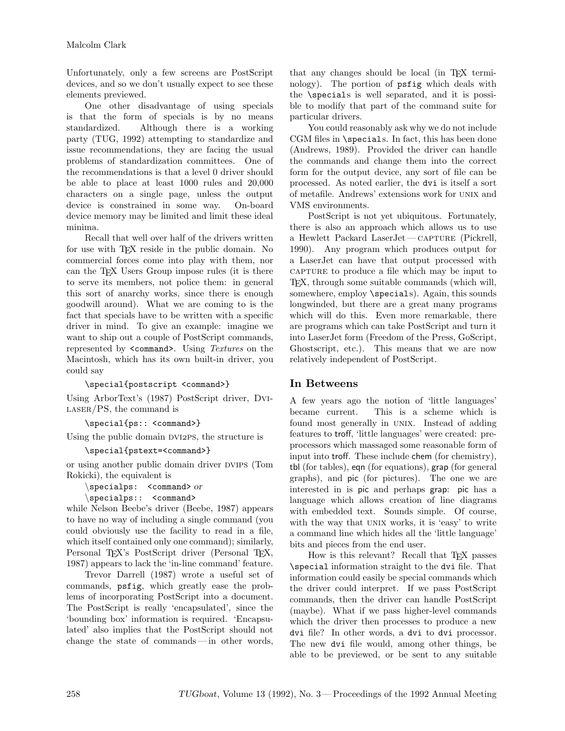Unfortunately, only a few screens are PostScript devices, and so we don't usually expect to see these elements previewed.

One other disadvantage of using specials is that the form of specials is by no means standardized. Although there is a working party (TUG, 1992) attempting to standardize and issue recommendations, they are facing the usual problems of standardization committees. One of the recommendations is that a level 0 driver should be able to place at least 1000 rules and 20,000 characters on a single page, unless the output device is constrained in some way. On-board device memory may be limited and limit these ideal minima.

Recall that well over half of the drivers written for use with TEX reside in the public domain. No commercial forces come into play with them, nor can the TEX Users Group impose rules (it is there to serve its members, not police them: in general this sort of anarchy works, since there is enough goodwill around). What we are coming to is the fact that specials have to be written with a specific driver in mind. To give an example: imagine we want to ship out a couple of PostScript commands, represented by `<command>`. Using *Textures* on the Macintosh, which has its own built-in driver, you could say

```
\special{postscript <command>}
```

Using ArborText's (1987) PostScript driver, DVILASER/PS, the command is

```
\special{ps:: <command>}
```

Using the public domain DVI2PS, the structure is

```
\special{pstext=<command>}
```

or using another public domain driver DVIPS (Tom Rokicki), the equivalent is

\specialps: `<command>` *or*

\specialps:: `<command>`

while Nelson Beebe's driver (Beebe, 1987) appears to have no way of including a single command (you could obviously use the facility to read in a file, which itself contained only one command); similarly, Personal TEX's PostScript driver (Personal TEX, 1987) appears to lack the 'in-line command' feature.

Trevor Darrell (1987) wrote a useful set of commands, `psfig`, which greatly ease the problems of incorporating PostScript into a document. The PostScript is really 'encapsulated', since the 'bounding box' information is required. 'Encapsulated' also implies that the PostScript should not change the state of commands — in other words, that any changes should be local (in TEX terminology). The portion of `psfig` which deals with the `\special`s is well separated, and it is possible to modify that part of the command suite for particular drivers.

You could reasonably ask why we do not include CGM files in `\special`s. In fact, this has been done (Andrews, 1989). Provided the driver can handle the commands and change them into the correct form for the output device, any sort of file can be processed. As noted earlier, the `dvi` is itself a sort of metafile. Andrews' extensions work for UNIX and VMS environments.

PostScript is not yet ubiquitous. Fortunately, there is also an approach which allows us to use a Hewlett Packard LaserJet — CAPTURE (Pickrell, 1990). Any program which produces output for a LaserJet can have that output processed with CAPTURE to produce a file which may be input to TEX, through some suitable commands (which will, somewhere, employ `\special`s). Again, this sounds longwinded, but there are a great many programs which will do this. Even more remarkable, there are programs which can take PostScript and turn it into LaserJet form (Freedom of the Press, GoScript, Ghostscript, etc.). This means that we are now relatively independent of PostScript.

## In Betweens

A few years ago the notion of 'little languages' became current. This is a scheme which is found most generally in UNIX. Instead of adding features to troff, 'little languages' were created: preprocessors which massaged some reasonable form of input into troff. These include chem (for chemistry), tbl (for tables), eqn (for equations), grap (for general graphs), and pic (for pictures). The one we are interested in is pic and perhaps grap: pic has a language which allows creation of line diagrams with embedded text. Sounds simple. Of course, with the way that UNIX works, it is 'easy' to write a command line which hides all the 'little language' bits and pieces from the end user.

How is this relevant? Recall that TEX passes `\special` information straight to the `dvi` file. That information could easily be special commands which the driver could interpret. If we pass PostScript commands, then the driver can handle PostScript (maybe). What if we pass higher-level commands which the driver then processes to produce a new `dvi` file? In other words, a `dvi` to `dvi` processor. The new `dvi` file would, among other things, be able to be previewed, or be sent to any suitable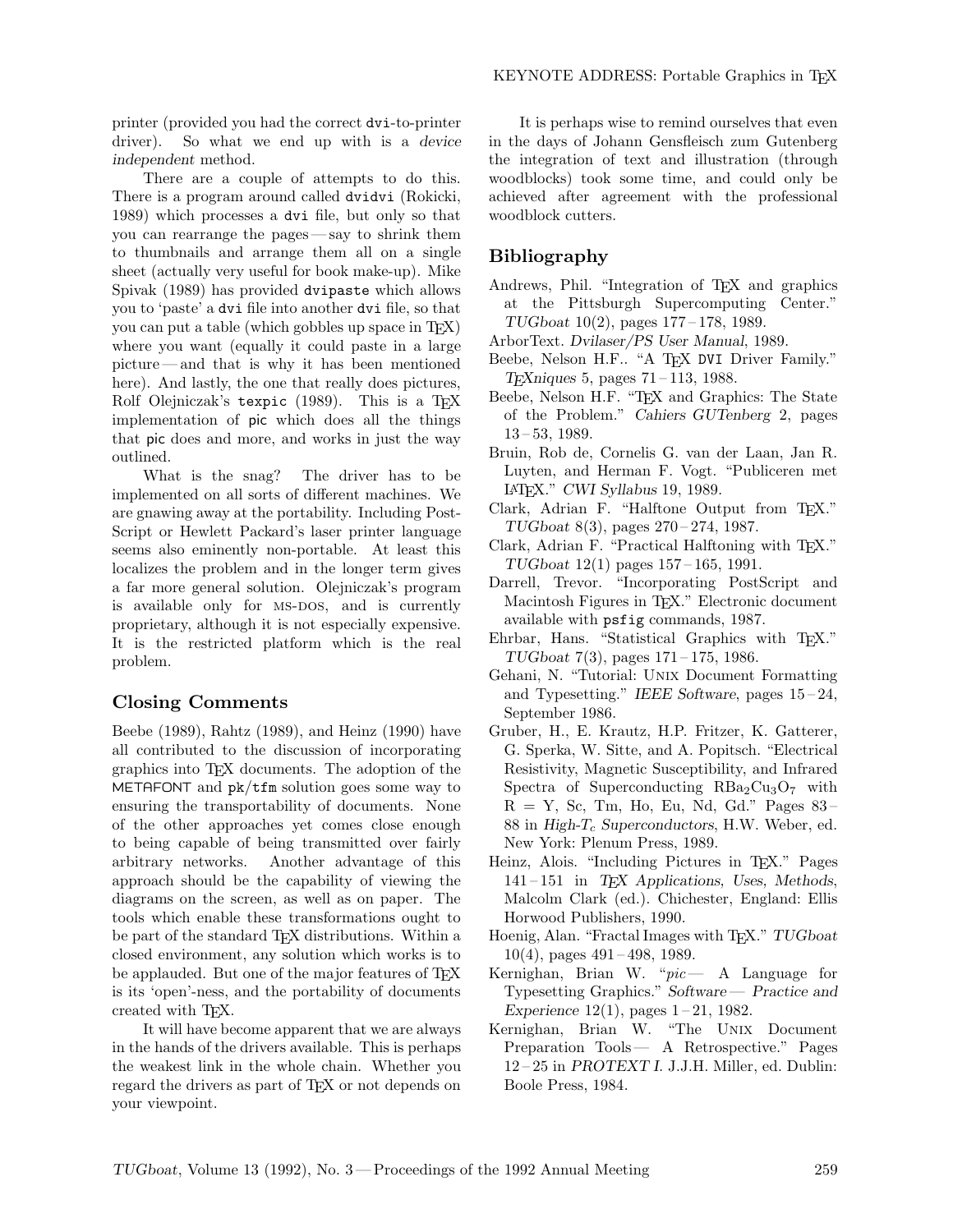printer (provided you had the correct `dvi`-to-printer driver). So what we end up with is a *device independent* method.

There are a couple of attempts to do this. There is a program around called `dvidvi` (Rokicki, 1989) which processes a `dvi` file, but only so that you can rearrange the pages — say to shrink them to thumbnails and arrange them all on a single sheet (actually very useful for book make-up). Mike Spivak (1989) has provided `dvipaste` which allows you to 'paste' a `dvi` file into another `dvi` file, so that you can put a table (which gobbles up space in TeX) where you want (equally it could paste in a large picture — and that is why it has been mentioned here). And lastly, the one that really does pictures, Rolf Olejniczak's `texpic` (1989). This is a TeX implementation of `pic` which does all the things that `pic` does and more, and works in just the way outlined.

What is the snag? The driver has to be implemented on all sorts of different machines. We are gnawing away at the portability. Including PostScript or Hewlett Packard's laser printer language seems also eminently non-portable. At least this localizes the problem and in the longer term gives a far more general solution. Olejniczak's program is available only for MS-DOS, and is currently proprietary, although it is not especially expensive. It is the restricted platform which is the real problem.

## Closing Comments

Beebe (1989), Rahtz (1989), and Heinz (1990) have all contributed to the discussion of incorporating graphics into TeX documents. The adoption of the METAFONT and `pk`/`tfm` solution goes some way to ensuring the transportability of documents. None of the other approaches yet comes close enough to being capable of being transmitted over fairly arbitrary networks. Another advantage of this approach should be the capability of viewing the diagrams on the screen, as well as on paper. The tools which enable these transformations ought to be part of the standard TeX distributions. Within a closed environment, any solution which works is to be applauded. But one of the major features of TeX is its 'open'-ness, and the portability of documents created with TeX.

It will have become apparent that we are always in the hands of the drivers available. This is perhaps the weakest link in the whole chain. Whether you regard the drivers as part of TeX or not depends on your viewpoint.

It is perhaps wise to remind ourselves that even in the days of Johann Gensfleisch zum Gutenberg the integration of text and illustration (through woodblocks) took some time, and could only be achieved after agreement with the professional woodblock cutters.

## Bibliography

Andrews, Phil. "Integration of TeX and graphics at the Pittsburgh Supercomputing Center." *TUGboat* 10(2), pages 177 – 178, 1989.

ArborText. *Dvilaser/PS User Manual*, 1989.

Beebe, Nelson H.F.. "A TeX DVI Driver Family." *TeXniques* 5, pages 71 – 113, 1988.

Beebe, Nelson H.F. "TeX and Graphics: The State of the Problem." *Cahiers GUTenberg* 2, pages 13 – 53, 1989.

Bruin, Rob de, Cornelis G. van der Laan, Jan R. Luyten, and Herman F. Vogt. "Publiceren met LaTeX." *CWI Syllabus* 19, 1989.

Clark, Adrian F. "Halftone Output from TeX." *TUGboat* 8(3), pages 270 – 274, 1987.

Clark, Adrian F. "Practical Halftoning with TeX." *TUGboat* 12(1) pages 157 – 165, 1991.

Darrell, Trevor. "Incorporating PostScript and Macintosh Figures in TeX." Electronic document available with `psfig` commands, 1987.

Ehrbar, Hans. "Statistical Graphics with TeX." *TUGboat* 7(3), pages 171 – 175, 1986.

Gehani, N. "Tutorial: UNIX Document Formatting and Typesetting." *IEEE Software*, pages 15 – 24, September 1986.

Gruber, H., E. Krautz, H.P. Fritzer, K. Gatterer, G. Sperka, W. Sitte, and A. Popitsch. "Electrical Resistivity, Magnetic Susceptibility, and Infrared Spectra of Superconducting $RBa_2Cu_3O_7$ with R = Y, Sc, Tm, Ho, Eu, Nd, Gd." Pages 83 – 88 in *High-$T_c$ Superconductors*, H.W. Weber, ed. New York: Plenum Press, 1989.

Heinz, Alois. "Including Pictures in TeX." Pages 141 – 151 in *TeX Applications, Uses, Methods*, Malcolm Clark (ed.). Chichester, England: Ellis Horwood Publishers, 1990.

Hoenig, Alan. "Fractal Images with TeX." *TUGboat* 10(4), pages 491 – 498, 1989.

Kernighan, Brian W. "*pic* — A Language for Typesetting Graphics." *Software — Practice and Experience* 12(1), pages 1 – 21, 1982.

Kernighan, Brian W. "The UNIX Document Preparation Tools — A Retrospective." Pages 12 – 25 in *PROTEXT I*. J.J.H. Miller, ed. Dublin: Boole Press, 1984.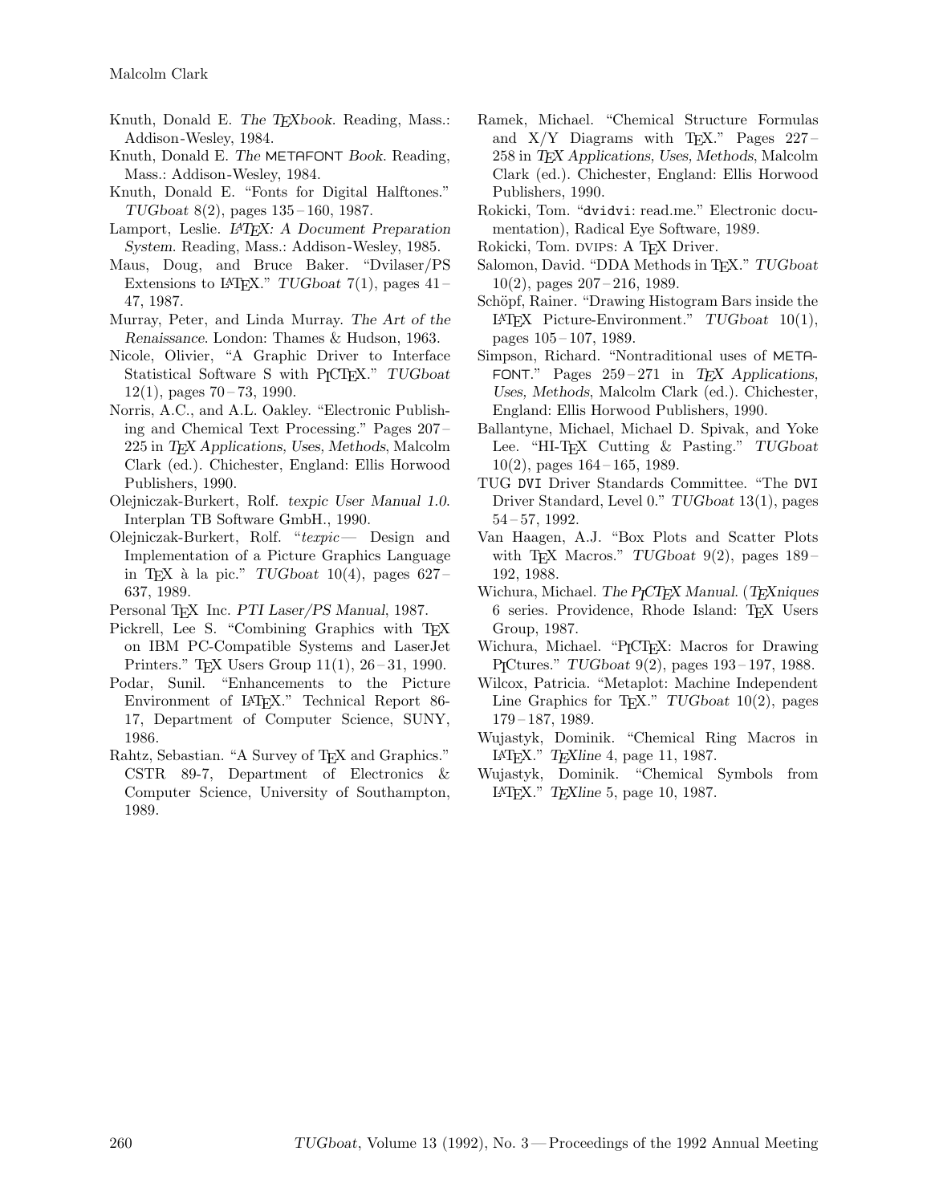Knuth, Donald E. *The TEXbook*. Reading, Mass.: Addison-Wesley, 1984.

Knuth, Donald E. *The METAFONT Book*. Reading, Mass.: Addison-Wesley, 1984.

Knuth, Donald E. "Fonts for Digital Halftones." *TUGboat* 8(2), pages 135–160, 1987.

Lamport, Leslie. *LATEX: A Document Preparation System*. Reading, Mass.: Addison-Wesley, 1985.

Maus, Doug, and Bruce Baker. "Dvilaser/PS Extensions to LATEX." *TUGboat* 7(1), pages 41–47, 1987.

Murray, Peter, and Linda Murray. *The Art of the Renaissance*. London: Thames & Hudson, 1963.

Nicole, Olivier, "A Graphic Driver to Interface Statistical Software S with PICTEX." *TUGboat* 12(1), pages 70–73, 1990.

Norris, A.C., and A.L. Oakley. "Electronic Publishing and Chemical Text Processing." Pages 207–225 in *TEX Applications, Uses, Methods*, Malcolm Clark (ed.). Chichester, England: Ellis Horwood Publishers, 1990.

Olejniczak-Burkert, Rolf. *texpic User Manual 1.0*. Interplan TB Software GmbH., 1990.

Olejniczak-Burkert, Rolf. "*texpic* — Design and Implementation of a Picture Graphics Language in TEX à la pic." *TUGboat* 10(4), pages 627–637, 1989.

Personal TEX Inc. *PTI Laser/PS Manual*, 1987.

Pickrell, Lee S. "Combining Graphics with TEX on IBM PC-Compatible Systems and LaserJet Printers." TEX Users Group 11(1), 26–31, 1990.

Podar, Sunil. "Enhancements to the Picture Environment of LATEX." Technical Report 86-17, Department of Computer Science, SUNY, 1986.

Rahtz, Sebastian. "A Survey of TEX and Graphics." CSTR 89-7, Department of Electronics & Computer Science, University of Southampton, 1989.

Ramek, Michael. "Chemical Structure Formulas and X/Y Diagrams with TEX." Pages 227–258 in *TEX Applications, Uses, Methods*, Malcolm Clark (ed.). Chichester, England: Ellis Horwood Publishers, 1990.

Rokicki, Tom. "`dvidvi`: read.me." Electronic documentation), Radical Eye Software, 1989.

Rokicki, Tom. DVIPS: A TEX Driver.

Salomon, David. "DDA Methods in TEX." *TUGboat* 10(2), pages 207–216, 1989.

Schöpf, Rainer. "Drawing Histogram Bars inside the LATEX Picture-Environment." *TUGboat* 10(1), pages 105–107, 1989.

Simpson, Richard. "Nontraditional uses of METAFONT." Pages 259–271 in *TEX Applications, Uses, Methods*, Malcolm Clark (ed.). Chichester, England: Ellis Horwood Publishers, 1990.

Ballantyne, Michael, Michael D. Spivak, and Yoke Lee. "HI-TEX Cutting & Pasting." *TUGboat* 10(2), pages 164–165, 1989.

TUG DVI Driver Standards Committee. "The DVI Driver Standard, Level 0." *TUGboat* 13(1), pages 54–57, 1992.

Van Haagen, A.J. "Box Plots and Scatter Plots with TEX Macros." *TUGboat* 9(2), pages 189–192, 1988.

Wichura, Michael. *The PICTEX Manual*. (*TEXniques* 6 series. Providence, Rhode Island: TEX Users Group, 1987.

Wichura, Michael. "PICTEX: Macros for Drawing PICtures." *TUGboat* 9(2), pages 193–197, 1988.

Wilcox, Patricia. "Metaplot: Machine Independent Line Graphics for TEX." *TUGboat* 10(2), pages 179–187, 1989.

Wujastyk, Dominik. "Chemical Ring Macros in LATEX." *TEXline* 4, page 11, 1987.

Wujastyk, Dominik. "Chemical Symbols from LATEX." *TEXline* 5, page 10, 1987.